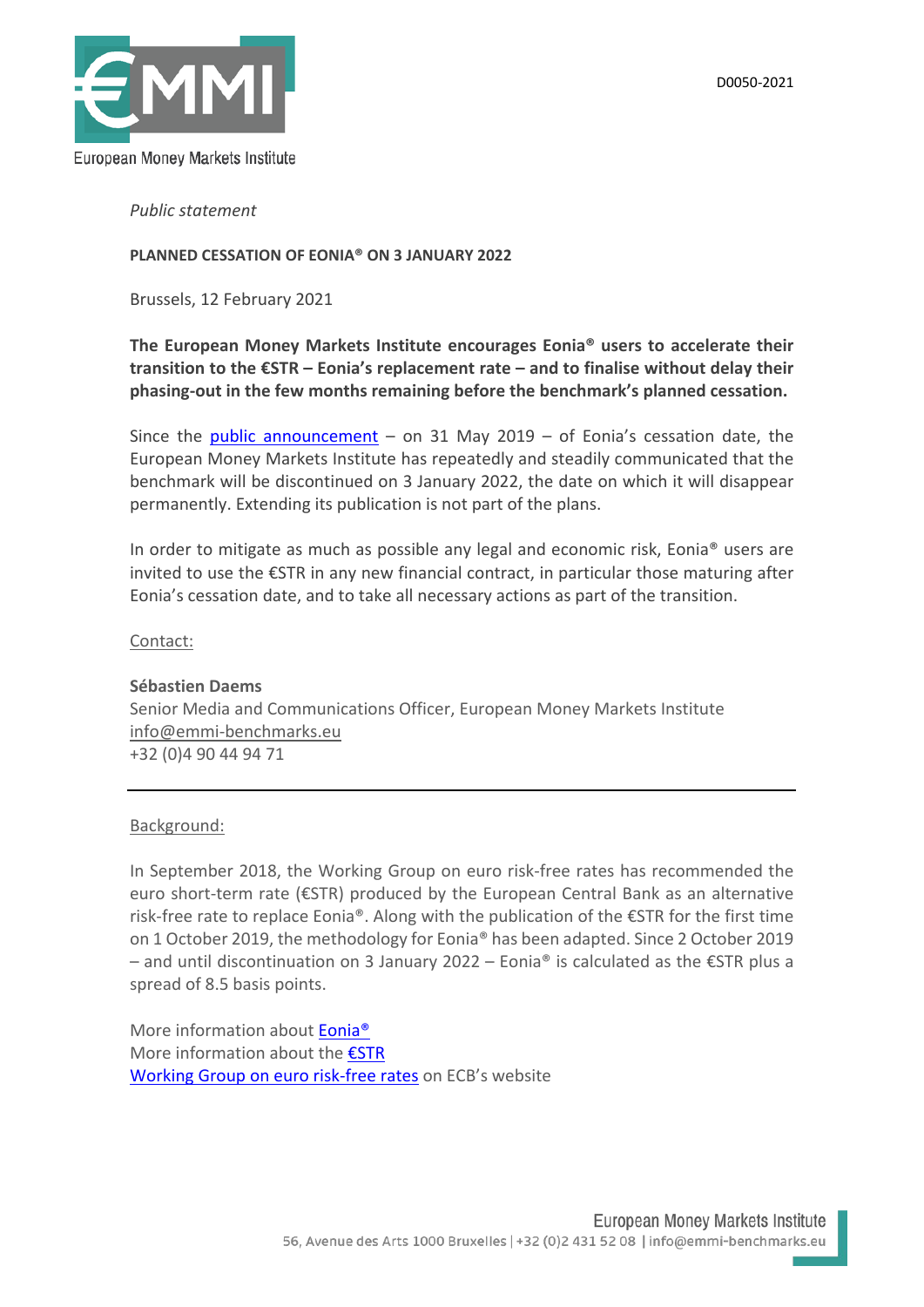D0050-2021

*Public statement*

**PLANNED CESSATION OF EONIA® ON 3 JANUARY 2022**

Brussels, 12 February 2021

**The European Money Markets Institute encourages Eonia® users to accelerate their transition to the €STR – Eonia's replacement rate – and to finalise without delay their phasing-out in the few months remaining before the benchmark's planned cessation.**

Since the public announcement – on 31 May 2019 – of Eonia's cessation date, the European Money Markets Institute has repeatedly and steadily communicated that the benchmark will be discontinued on 3 January 2022, the date on which it will disappear permanently. Extending its publication is not part of the plans.

In order to mitigate as much as possible any legal and economic risk, Eonia® users are invited to use the €STR in any new financial contract, in particular those maturing after Eonia's cessation date, and to take all necessary actions as part of the transition.

Contact:

**Sébastien Daems**
Senior Media and Communications Officer, European Money Markets Institute
info@emmi-benchmarks.eu
+32 (0)4 90 44 94 71

---

Background:

In September 2018, the Working Group on euro risk-free rates has recommended the euro short-term rate (€STR) produced by the European Central Bank as an alternative risk-free rate to replace Eonia®. Along with the publication of the €STR for the first time on 1 October 2019, the methodology for Eonia® has been adapted. Since 2 October 2019 – and until discontinuation on 3 January 2022 – Eonia® is calculated as the €STR plus a spread of 8.5 basis points.

More information about Eonia®
More information about the €STR
Working Group on euro risk-free rates on ECB's website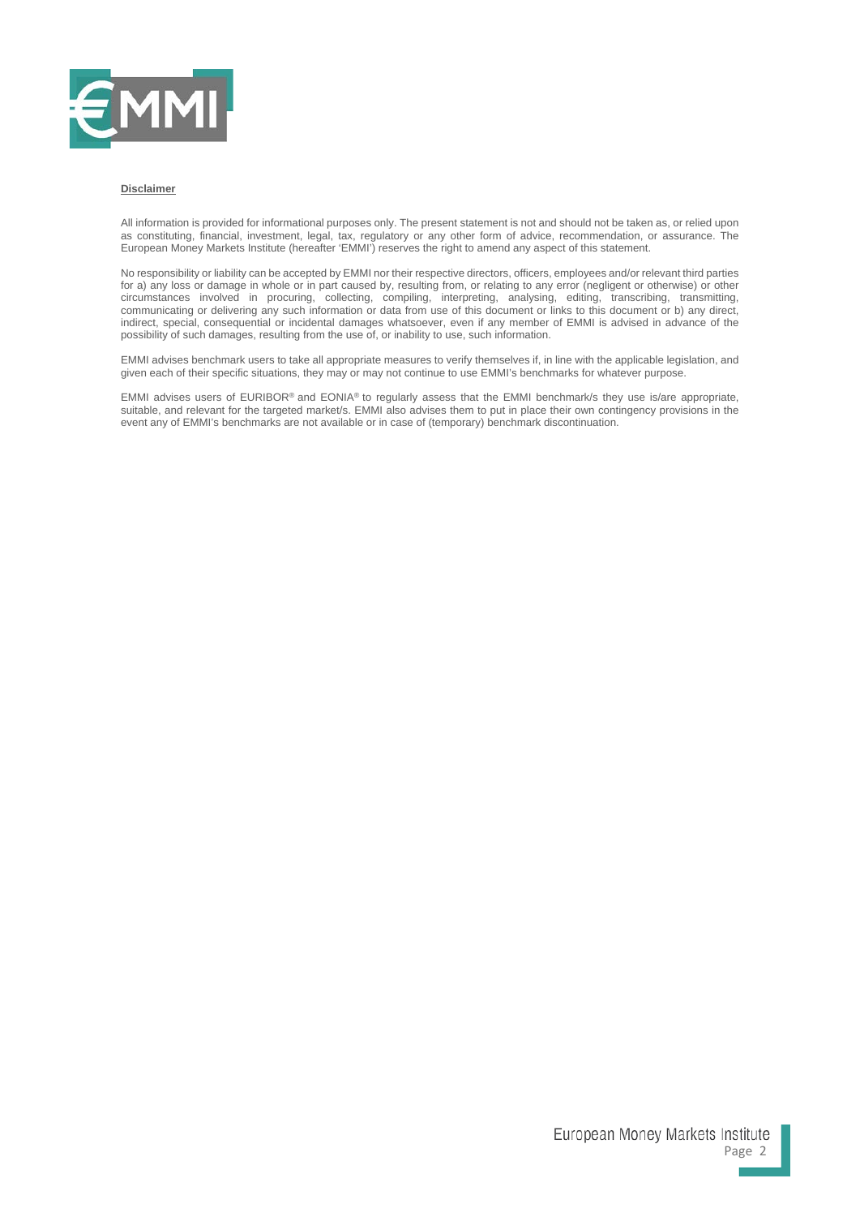**Disclaimer**

All information is provided for informational purposes only. The present statement is not and should not be taken as, or relied upon as constituting, financial, investment, legal, tax, regulatory or any other form of advice, recommendation, or assurance. The European Money Markets Institute (hereafter 'EMMI') reserves the right to amend any aspect of this statement.

No responsibility or liability can be accepted by EMMI nor their respective directors, officers, employees and/or relevant third parties for a) any loss or damage in whole or in part caused by, resulting from, or relating to any error (negligent or otherwise) or other circumstances involved in procuring, collecting, compiling, interpreting, analysing, editing, transcribing, transmitting, communicating or delivering any such information or data from use of this document or links to this document or b) any direct, indirect, special, consequential or incidental damages whatsoever, even if any member of EMMI is advised in advance of the possibility of such damages, resulting from the use of, or inability to use, such information.

EMMI advises benchmark users to take all appropriate measures to verify themselves if, in line with the applicable legislation, and given each of their specific situations, they may or may not continue to use EMMI's benchmarks for whatever purpose.

EMMI advises users of EURIBOR® and EONIA® to regularly assess that the EMMI benchmark/s they use is/are appropriate, suitable, and relevant for the targeted market/s. EMMI also advises them to put in place their own contingency provisions in the event any of EMMI's benchmarks are not available or in case of (temporary) benchmark discontinuation.